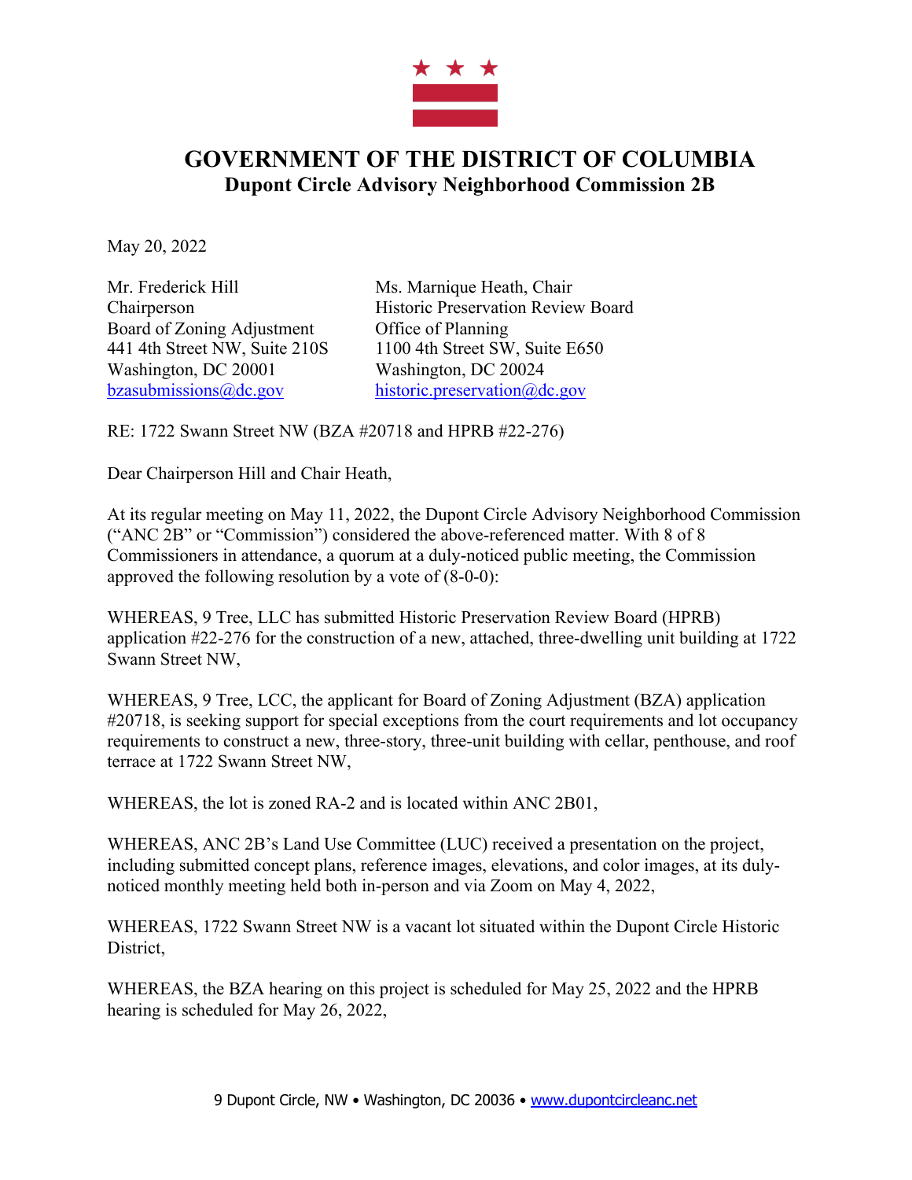# GOVERNMENT OF THE DISTRICT OF COLUMBIA
## Dupont Circle Advisory Neighborhood Commission 2B

May 20, 2022

Mr. Frederick Hill
Chairperson
Board of Zoning Adjustment
441 4th Street NW, Suite 210S
Washington, DC 20001
bzasubmissions@dc.gov

Ms. Marnique Heath, Chair
Historic Preservation Review Board
Office of Planning
1100 4th Street SW, Suite E650
Washington, DC 20024
historic.preservation@dc.gov

RE: 1722 Swann Street NW (BZA #20718 and HPRB #22-276)

Dear Chairperson Hill and Chair Heath,

At its regular meeting on May 11, 2022, the Dupont Circle Advisory Neighborhood Commission ("ANC 2B" or "Commission") considered the above-referenced matter. With 8 of 8 Commissioners in attendance, a quorum at a duly-noticed public meeting, the Commission approved the following resolution by a vote of (8-0-0):

WHEREAS, 9 Tree, LLC has submitted Historic Preservation Review Board (HPRB) application #22-276 for the construction of a new, attached, three-dwelling unit building at 1722 Swann Street NW,

WHEREAS, 9 Tree, LCC, the applicant for Board of Zoning Adjustment (BZA) application #20718, is seeking support for special exceptions from the court requirements and lot occupancy requirements to construct a new, three-story, three-unit building with cellar, penthouse, and roof terrace at 1722 Swann Street NW,

WHEREAS, the lot is zoned RA-2 and is located within ANC 2B01,

WHEREAS, ANC 2B's Land Use Committee (LUC) received a presentation on the project, including submitted concept plans, reference images, elevations, and color images, at its duly-noticed monthly meeting held both in-person and via Zoom on May 4, 2022,

WHEREAS, 1722 Swann Street NW is a vacant lot situated within the Dupont Circle Historic District,

WHEREAS, the BZA hearing on this project is scheduled for May 25, 2022 and the HPRB hearing is scheduled for May 26, 2022,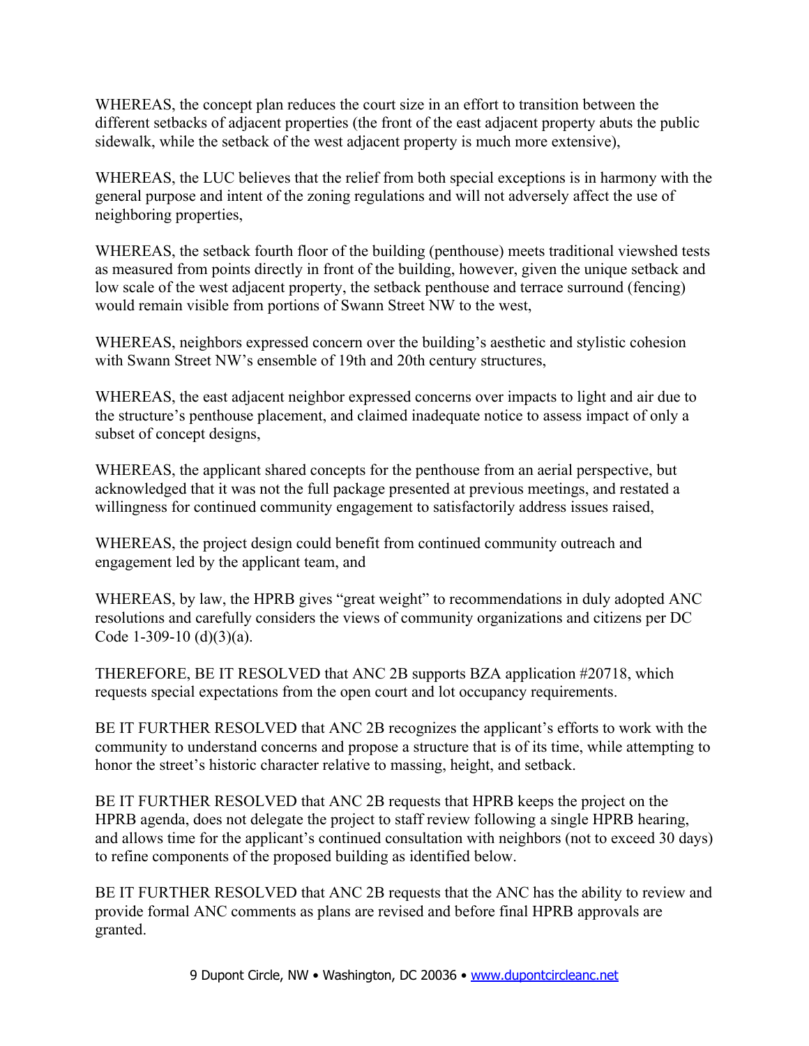WHEREAS, the concept plan reduces the court size in an effort to transition between the different setbacks of adjacent properties (the front of the east adjacent property abuts the public sidewalk, while the setback of the west adjacent property is much more extensive),

WHEREAS, the LUC believes that the relief from both special exceptions is in harmony with the general purpose and intent of the zoning regulations and will not adversely affect the use of neighboring properties,

WHEREAS, the setback fourth floor of the building (penthouse) meets traditional viewshed tests as measured from points directly in front of the building, however, given the unique setback and low scale of the west adjacent property, the setback penthouse and terrace surround (fencing) would remain visible from portions of Swann Street NW to the west,

WHEREAS, neighbors expressed concern over the building's aesthetic and stylistic cohesion with Swann Street NW's ensemble of 19th and 20th century structures,

WHEREAS, the east adjacent neighbor expressed concerns over impacts to light and air due to the structure's penthouse placement, and claimed inadequate notice to assess impact of only a subset of concept designs,

WHEREAS, the applicant shared concepts for the penthouse from an aerial perspective, but acknowledged that it was not the full package presented at previous meetings, and restated a willingness for continued community engagement to satisfactorily address issues raised,

WHEREAS, the project design could benefit from continued community outreach and engagement led by the applicant team, and

WHEREAS, by law, the HPRB gives "great weight" to recommendations in duly adopted ANC resolutions and carefully considers the views of community organizations and citizens per DC Code 1-309-10 (d)(3)(a).

THEREFORE, BE IT RESOLVED that ANC 2B supports BZA application #20718, which requests special expectations from the open court and lot occupancy requirements.

BE IT FURTHER RESOLVED that ANC 2B recognizes the applicant's efforts to work with the community to understand concerns and propose a structure that is of its time, while attempting to honor the street's historic character relative to massing, height, and setback.

BE IT FURTHER RESOLVED that ANC 2B requests that HPRB keeps the project on the HPRB agenda, does not delegate the project to staff review following a single HPRB hearing, and allows time for the applicant's continued consultation with neighbors (not to exceed 30 days) to refine components of the proposed building as identified below.

BE IT FURTHER RESOLVED that ANC 2B requests that the ANC has the ability to review and provide formal ANC comments as plans are revised and before final HPRB approvals are granted.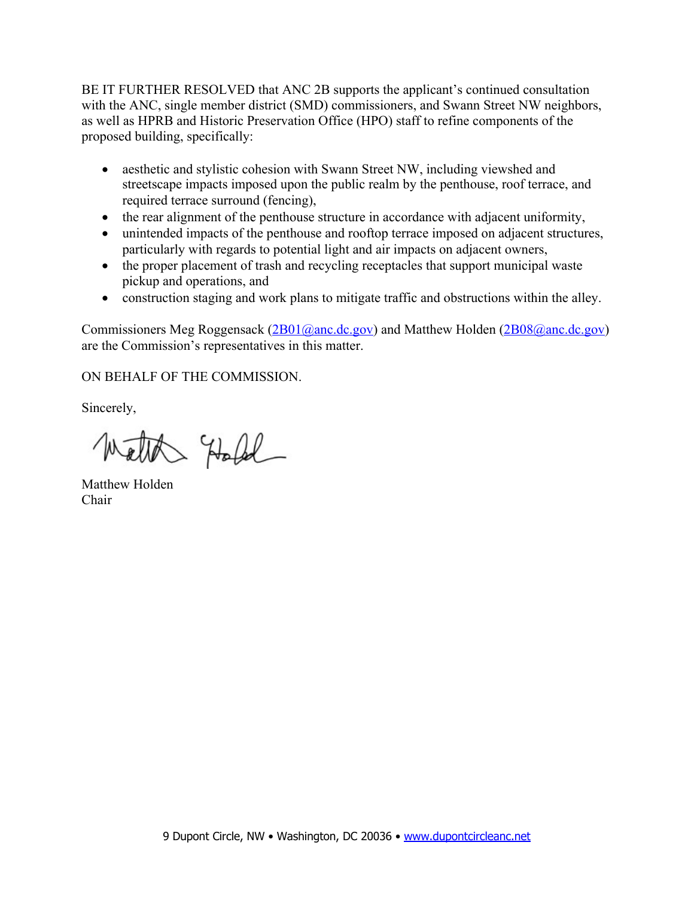BE IT FURTHER RESOLVED that ANC 2B supports the applicant's continued consultation with the ANC, single member district (SMD) commissioners, and Swann Street NW neighbors, as well as HPRB and Historic Preservation Office (HPO) staff to refine components of the proposed building, specifically:

- aesthetic and stylistic cohesion with Swann Street NW, including viewshed and streetscape impacts imposed upon the public realm by the penthouse, roof terrace, and required terrace surround (fencing),
- the rear alignment of the penthouse structure in accordance with adjacent uniformity,
- unintended impacts of the penthouse and rooftop terrace imposed on adjacent structures, particularly with regards to potential light and air impacts on adjacent owners,
- the proper placement of trash and recycling receptacles that support municipal waste pickup and operations, and
- construction staging and work plans to mitigate traffic and obstructions within the alley.

Commissioners Meg Roggensack (2B01@anc.dc.gov) and Matthew Holden (2B08@anc.dc.gov) are the Commission's representatives in this matter.

ON BEHALF OF THE COMMISSION.

Sincerely,

Matthew Holden
Chair

9 Dupont Circle, NW • Washington, DC 20036 • www.dupontcircleanc.net